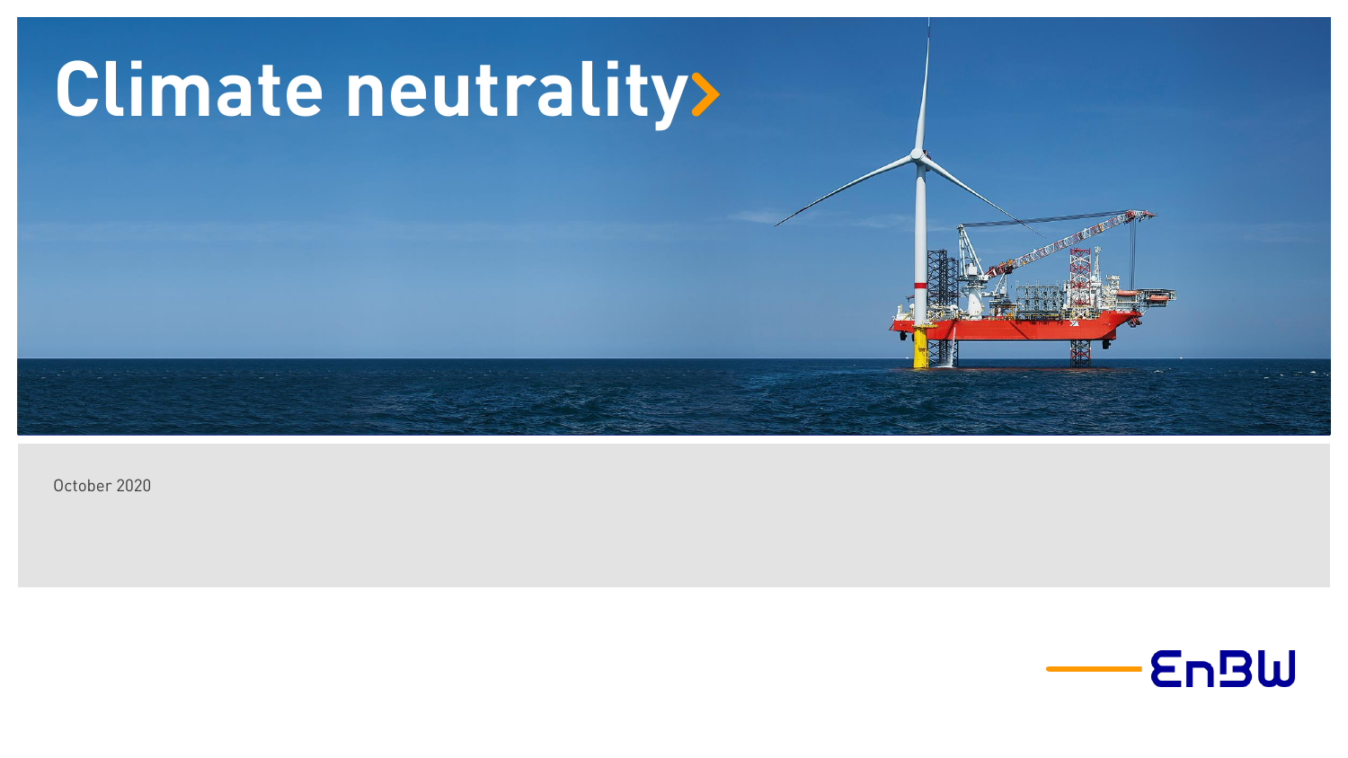# Climate neutrality

October 2020

EnBW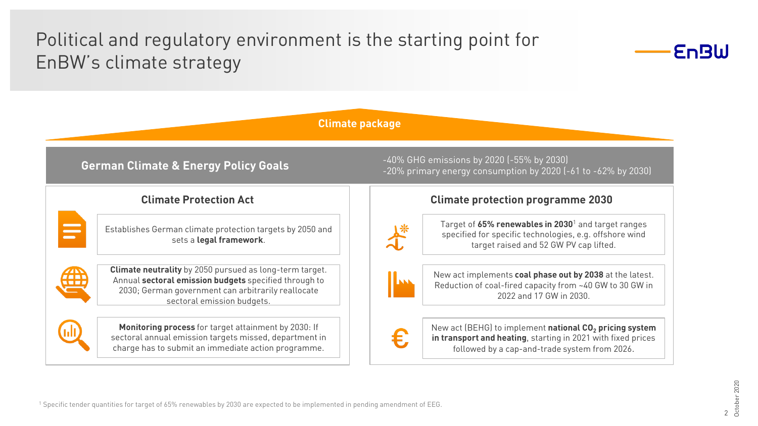# Political and regulatory environment is the starting point for EnBW's climate strategy

**Climate package**

## German Climate & Energy Policy Goals

-40% GHG emissions by 2020 (-55% by 2030)
-20% primary energy consumption by 2020 (-61 to -62% by 2030)

### Climate Protection Act

Establishes German climate protection targets by 2050 and sets a **legal framework**.

**Climate neutrality** by 2050 pursued as long-term target. Annual **sectoral emission budgets** specified through to 2030; German government can arbitrarily reallocate sectoral emission budgets.

**Monitoring process** for target attainment by 2030: If sectoral annual emission targets missed, department in charge has to submit an immediate action programme.

### Climate protection programme 2030

Target of **65% renewables in 2030**[1] and target ranges specified for specific technologies, e.g. offshore wind target raised and 52 GW PV cap lifted.

New act implements **coal phase out by 2038** at the latest. Reduction of coal-fired capacity from ~40 GW to 30 GW in 2022 and 17 GW in 2030.

New act (BEHG) to implement **national $CO_2$ pricing system in transport and heating**, starting in 2021 with fixed prices followed by a cap-and-trade system from 2026.

[1] Specific tender quantities for target of 65% renewables by 2030 are expected to be implemented in pending amendment of EEG.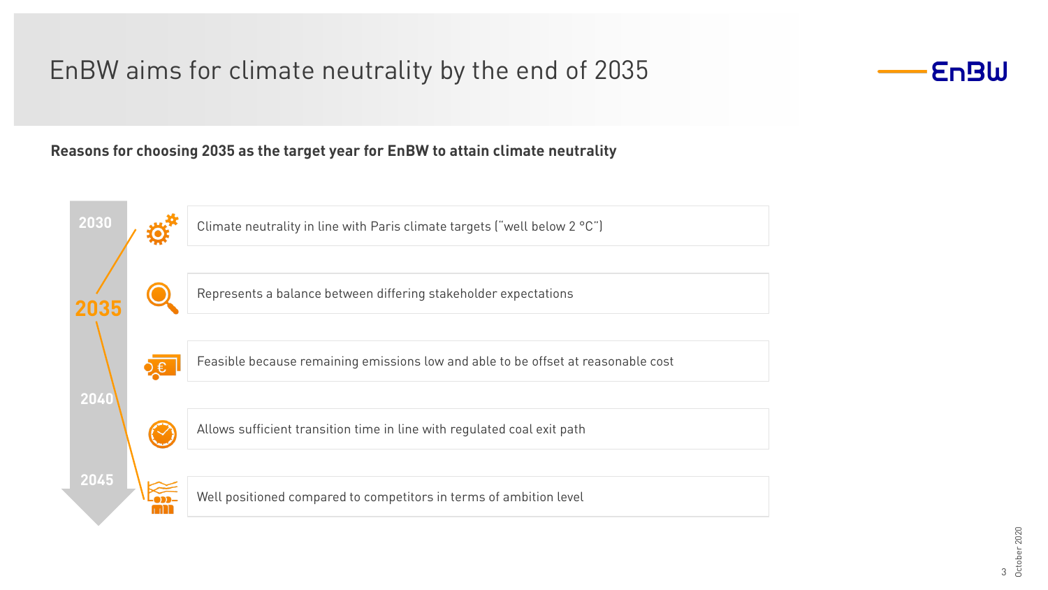# EnBW aims for climate neutrality by the end of 2035

**Reasons for choosing 2035 as the target year for EnBW to attain climate neutrality**

2030

**2035**

2040

2045

- Climate neutrality in line with Paris climate targets ("well below 2 °C")
- Represents a balance between differing stakeholder expectations
- Feasible because remaining emissions low and able to be offset at reasonable cost
- Allows sufficient transition time in line with regulated coal exit path
- Well positioned compared to competitors in terms of ambition level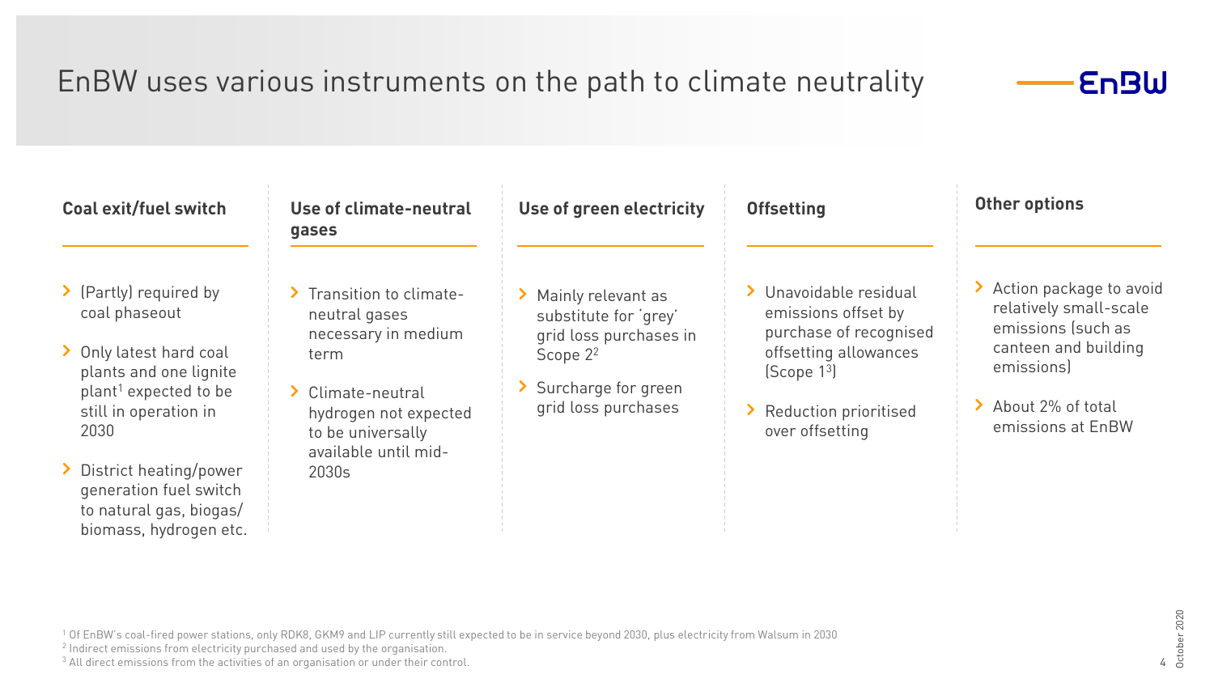# EnBW uses various instruments on the path to climate neutrality

### Coal exit/fuel switch

- (Partly) required by coal phaseout
- Only latest hard coal plants and one lignite plant[1] expected to be still in operation in 2030
- District heating/power generation fuel switch to natural gas, biogas/ biomass, hydrogen etc.

### Use of climate-neutral gases

- Transition to climate-neutral gases necessary in medium term
- Climate-neutral hydrogen not expected to be universally available until mid-2030s

### Use of green electricity

- Mainly relevant as substitute for 'grey' grid loss purchases in Scope 2[2]
- Surcharge for green grid loss purchases

### Offsetting

- Unavoidable residual emissions offset by purchase of recognised offsetting allowances (Scope 1[3])
- Reduction prioritised over offsetting

### Other options

- Action package to avoid relatively small-scale emissions (such as canteen and building emissions)
- About 2% of total emissions at EnBW

[1] Of EnBW's coal-fired power stations, only RDK8, GKM9 and LIP currently still expected to be in service beyond 2030, plus electricity from Walsum in 2030
[2] Indirect emissions from electricity purchased and used by the organisation.
[3] All direct emissions from the activities of an organisation or under their control.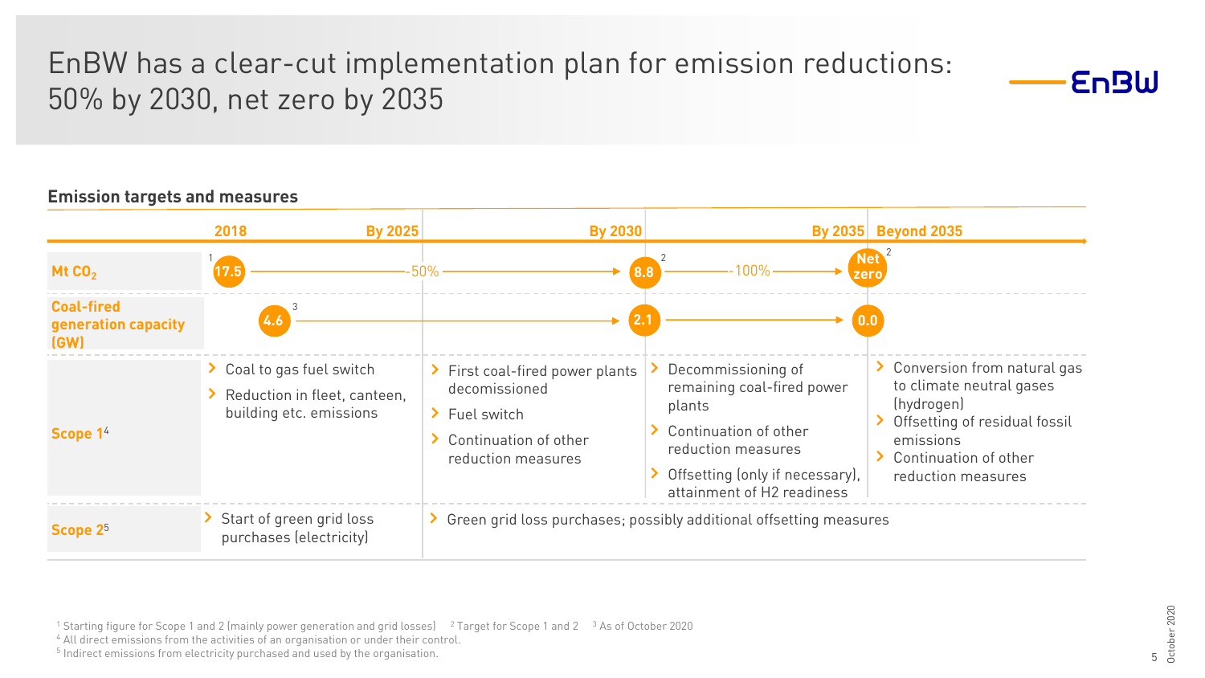# EnBW has a clear-cut implementation plan for emission reductions: 50% by 2030, net zero by 2035

## Emission targets and measures

| | 2018 / By 2025 | By 2030 | By 2035 | Beyond 2035 |
|---|---|---|---|---|
| Mt $CO_2$ | 17.5[1] → -50% → | 8.8[2] → -100% → | Net zero[2] | |
| Coal-fired generation capacity (GW) | 4.6[3] → | 2.1 → | 0.0 | |
| Scope 1[4] | Coal to gas fuel switch<br>Reduction in fleet, canteen, building etc. emissions | First coal-fired power plants decomissioned<br>Fuel switch<br>Continuation of other reduction measures | Decommissioning of remaining coal-fired power plants<br>Continuation of other reduction measures<br>Offsetting (only if necessary), attainment of H2 readiness | Conversion from natural gas to climate neutral gases (hydrogen)<br>Offsetting of residual fossil emissions<br>Continuation of other reduction measures |
| Scope 2[5] | Start of green grid loss purchases (electricity) | Green grid loss purchases; possibly additional offsetting measures | | |

[1] Starting figure for Scope 1 and 2 (mainly power generation and grid losses) [2] Target for Scope 1 and 2 [3] As of October 2020
[4] All direct emissions from the activities of an organisation or under their control.
[5] Indirect emissions from electricity purchased and used by the organisation.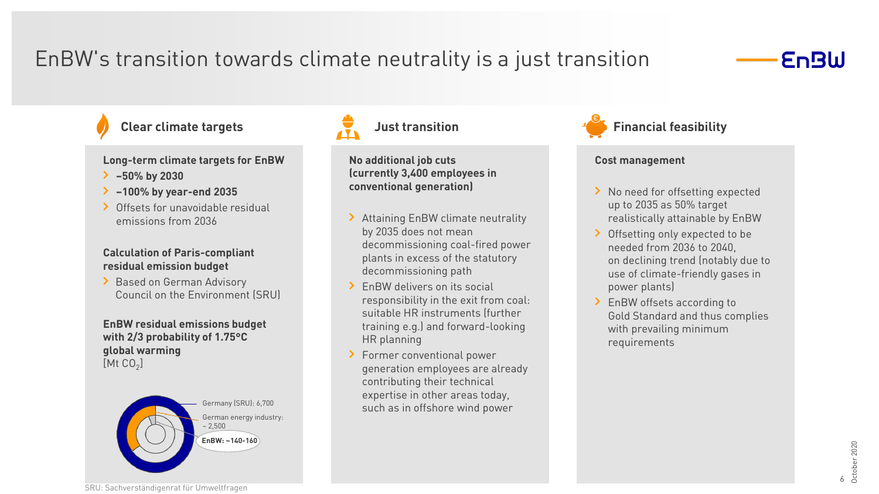# EnBW's transition towards climate neutrality is a just transition

## Clear climate targets

**Long-term climate targets for EnBW**

- **–50% by 2030**
- **–100% by year-end 2035**
- Offsets for unavoidable residual emissions from 2036

**Calculation of Paris-compliant residual emission budget**

- Based on German Advisory Council on the Environment (SRU)

**EnBW residual emissions budget with 2/3 probability of 1.75°C global warming**
[Mt $CO_2$]

- Germany (SRU): 6,700
- German energy industry: ~ 2,500
- **EnBW: ~140-160**

## Just transition

**No additional job cuts (currently 3,400 employees in conventional generation)**

- Attaining EnBW climate neutrality by 2035 does not mean decommissioning coal-fired power plants in excess of the statutory decommissioning path
- EnBW delivers on its social responsibility in the exit from coal: suitable HR instruments (further training e.g.) and forward-looking HR planning
- Former conventional power generation employees are already contributing their technical expertise in other areas today, such as in offshore wind power

## Financial feasibility

**Cost management**

- No need for offsetting expected up to 2035 as 50% target realistically attainable by EnBW
- Offsetting only expected to be needed from 2036 to 2040, on declining trend (notably due to use of climate-friendly gases in power plants)
- EnBW offsets according to Gold Standard and thus complies with prevailing minimum requirements

SRU: Sachverständigenrat für Umweltfragen

October 2020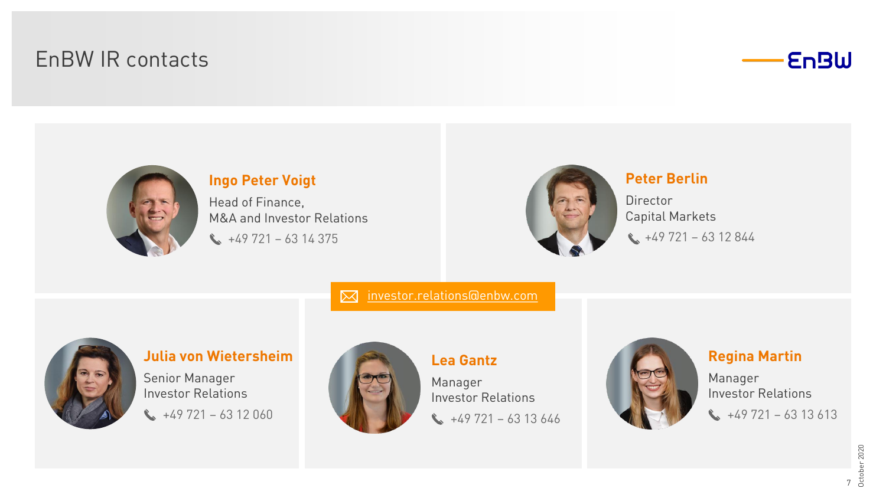# EnBW IR contacts

**Ingo Peter Voigt**
Head of Finance,
M&A and Investor Relations
+49 721 – 63 14 375

**Peter Berlin**
Director
Capital Markets
+49 721 – 63 12 844

investor.relations@enbw.com

**Julia von Wietersheim**
Senior Manager
Investor Relations
+49 721 – 63 12 060

**Lea Gantz**
Manager
Investor Relations
+49 721 – 63 13 646

**Regina Martin**
Manager
Investor Relations
+49 721 – 63 13 613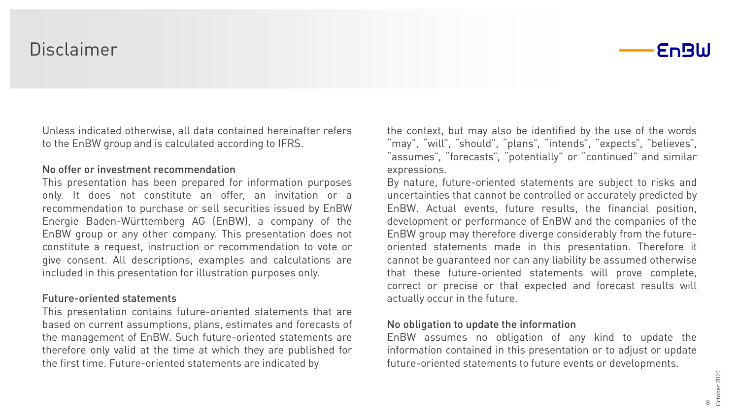# Disclaimer

Unless indicated otherwise, all data contained hereinafter refers to the EnBW group and is calculated according to IFRS.

## No offer or investment recommendation

This presentation has been prepared for information purposes only. It does not constitute an offer, an invitation or a recommendation to purchase or sell securities issued by EnBW Energie Baden-Württemberg AG (EnBW), a company of the EnBW group or any other company. This presentation does not constitute a request, instruction or recommendation to vote or give consent. All descriptions, examples and calculations are included in this presentation for illustration purposes only.

## Future-oriented statements

This presentation contains future-oriented statements that are based on current assumptions, plans, estimates and forecasts of the management of EnBW. Such future-oriented statements are therefore only valid at the time at which they are published for the first time. Future-oriented statements are indicated by the context, but may also be identified by the use of the words "may", "will", "should", "plans", "intends", "expects", "believes", "assumes", "forecasts", "potentially" or "continued" and similar expressions.

By nature, future-oriented statements are subject to risks and uncertainties that cannot be controlled or accurately predicted by EnBW. Actual events, future results, the financial position, development or performance of EnBW and the companies of the EnBW group may therefore diverge considerably from the future-oriented statements made in this presentation. Therefore it cannot be guaranteed nor can any liability be assumed otherwise that these future-oriented statements will prove complete, correct or precise or that expected and forecast results will actually occur in the future.

## No obligation to update the information

EnBW assumes no obligation of any kind to update the information contained in this presentation or to adjust or update future-oriented statements to future events or developments.